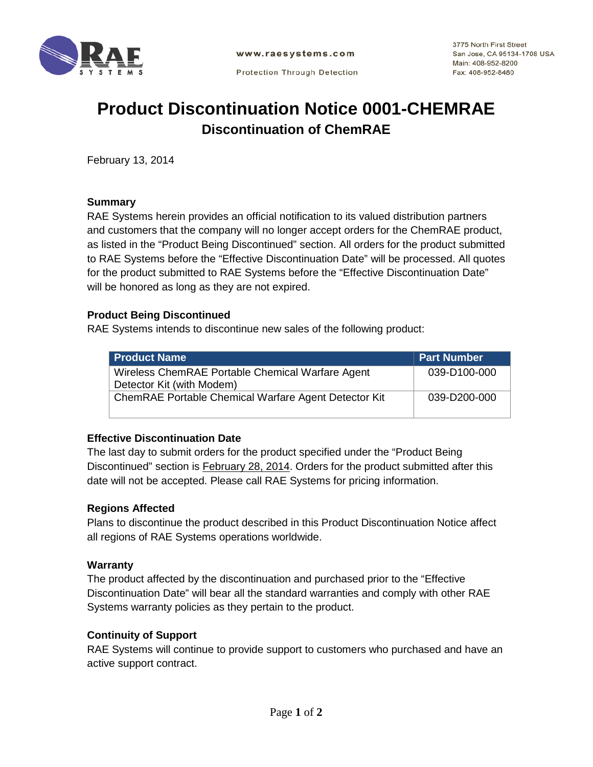www.raesystems.com

Protection Through Detection

3775 North First Street
San Jose, CA 95134-1708 USA
Main: 408-952-8200
Fax: 408-952-8480

# Product Discontinuation Notice 0001-CHEMRAE

## Discontinuation of ChemRAE

February 13, 2014

### Summary

RAE Systems herein provides an official notification to its valued distribution partners and customers that the company will no longer accept orders for the ChemRAE product, as listed in the "Product Being Discontinued" section. All orders for the product submitted to RAE Systems before the "Effective Discontinuation Date" will be processed. All quotes for the product submitted to RAE Systems before the "Effective Discontinuation Date" will be honored as long as they are not expired.

### Product Being Discontinued

RAE Systems intends to discontinue new sales of the following product:

| Product Name | Part Number |
| --- | --- |
| Wireless ChemRAE Portable Chemical Warfare Agent Detector Kit (with Modem) | 039-D100-000 |
| ChemRAE Portable Chemical Warfare Agent Detector Kit | 039-D200-000 |

### Effective Discontinuation Date

The last day to submit orders for the product specified under the "Product Being Discontinued" section is February 28, 2014. Orders for the product submitted after this date will not be accepted. Please call RAE Systems for pricing information.

### Regions Affected

Plans to discontinue the product described in this Product Discontinuation Notice affect all regions of RAE Systems operations worldwide.

### Warranty

The product affected by the discontinuation and purchased prior to the "Effective Discontinuation Date" will bear all the standard warranties and comply with other RAE Systems warranty policies as they pertain to the product.

### Continuity of Support

RAE Systems will continue to provide support to customers who purchased and have an active support contract.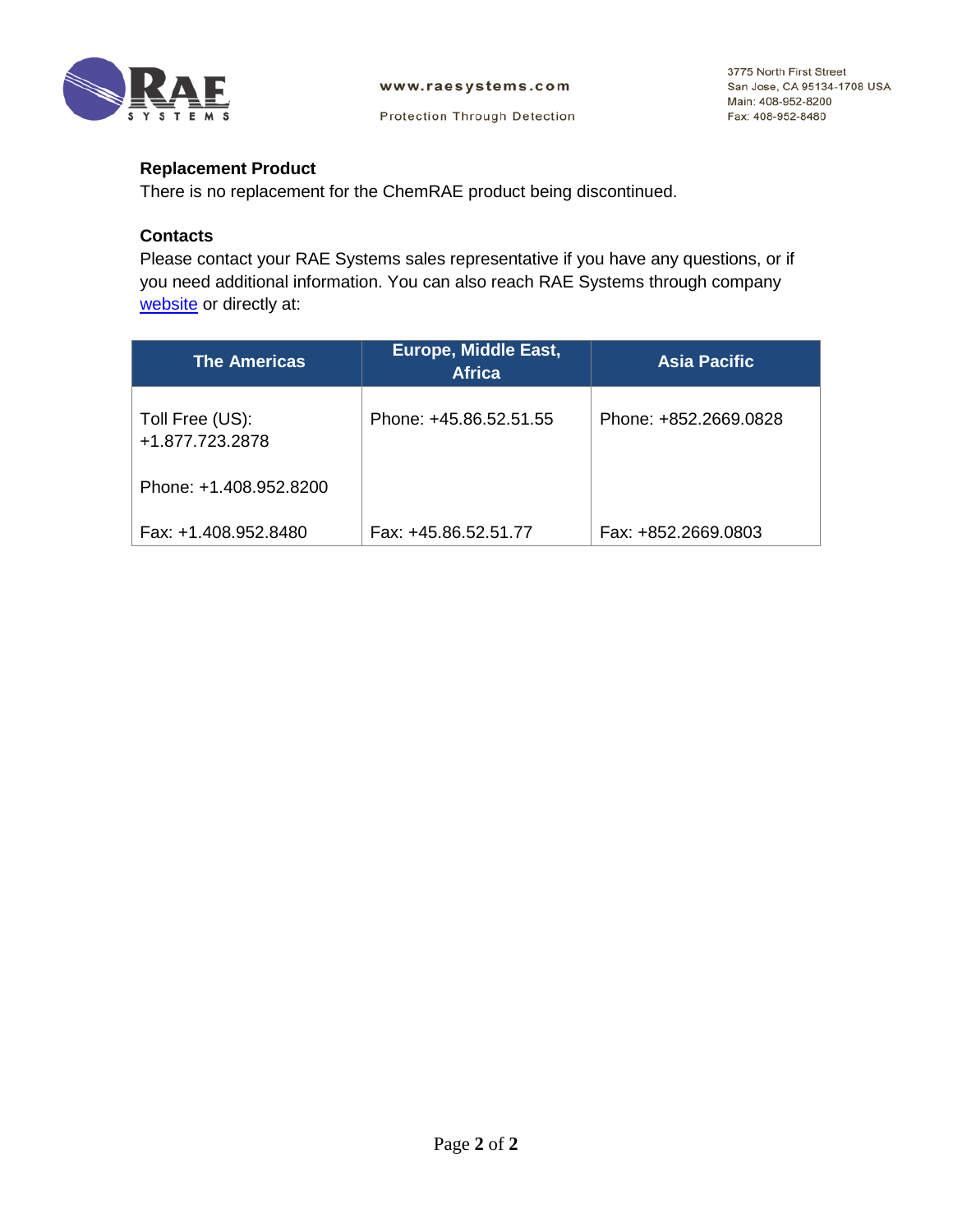**Replacement Product**

There is no replacement for the ChemRAE product being discontinued.

**Contacts**

Please contact your RAE Systems sales representative if you have any questions, or if you need additional information. You can also reach RAE Systems through company website or directly at:

| The Americas | Europe, Middle East, Africa | Asia Pacific |
|---|---|---|
| Toll Free (US): +1.877.723.2878<br><br>Phone: +1.408.952.8200<br><br>Fax: +1.408.952.8480 | Phone: +45.86.52.51.55<br><br>Fax: +45.86.52.51.77 | Phone: +852.2669.0828<br><br>Fax: +852.2669.0803 |